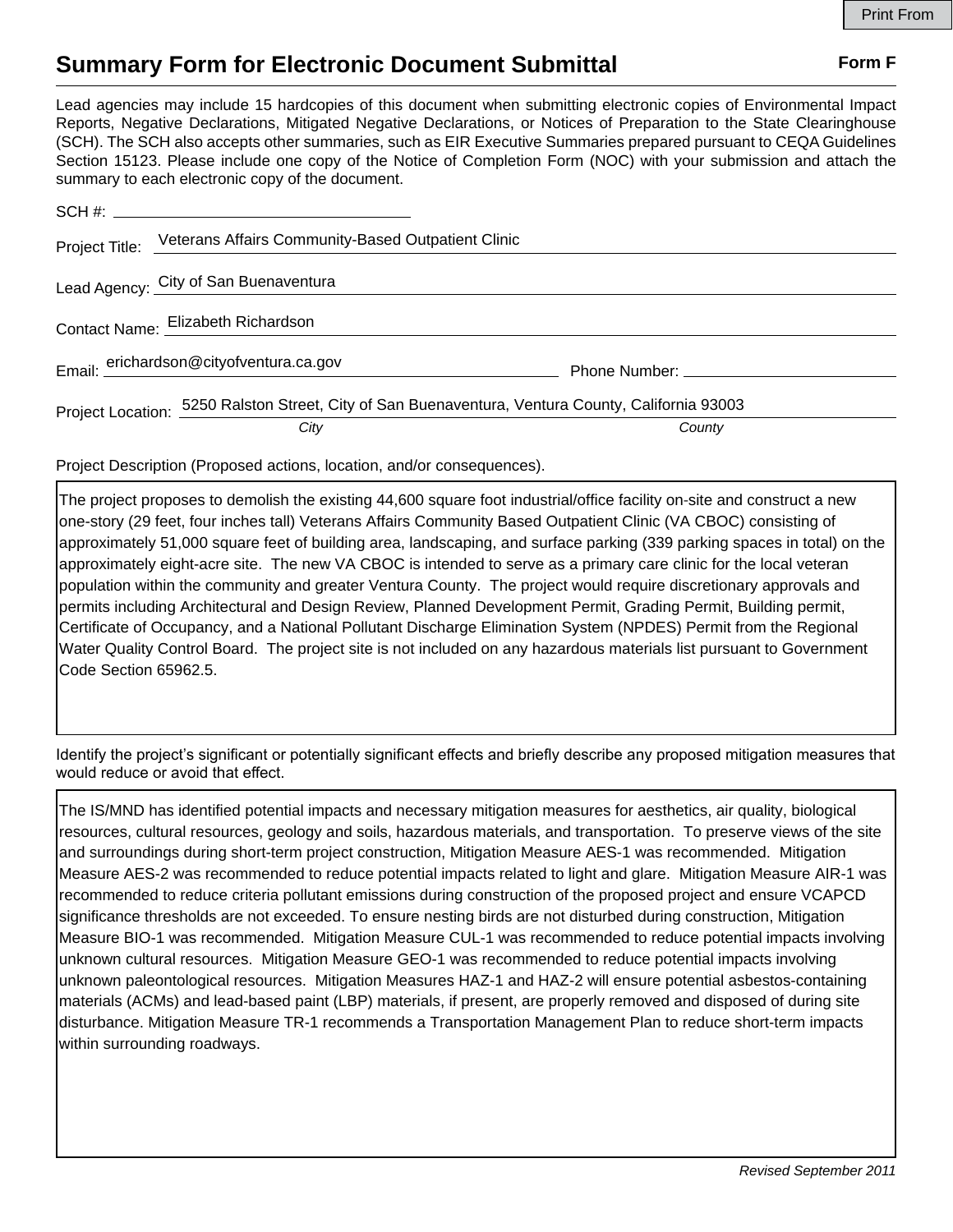Print From

# Summary Form for Electronic Document Submittal

**Form F**

Lead agencies may include 15 hardcopies of this document when submitting electronic copies of Environmental Impact Reports, Negative Declarations, Mitigated Negative Declarations, or Notices of Preparation to the State Clearinghouse (SCH). The SCH also accepts other summaries, such as EIR Executive Summaries prepared pursuant to CEQA Guidelines Section 15123. Please include one copy of the Notice of Completion Form (NOC) with your submission and attach the summary to each electronic copy of the document.

SCH #: 

Project Title: Veterans Affairs Community-Based Outpatient Clinic

Lead Agency: City of San Buenaventura

Contact Name: Elizabeth Richardson

Email: erichardson@cityofventura.ca.gov Phone Number: 

Project Location: 5250 Ralston Street, City of San Buenaventura, Ventura County, California 93003

*City* *County*

Project Description (Proposed actions, location, and/or consequences).

The project proposes to demolish the existing 44,600 square foot industrial/office facility on-site and construct a new one-story (29 feet, four inches tall) Veterans Affairs Community Based Outpatient Clinic (VA CBOC) consisting of approximately 51,000 square feet of building area, landscaping, and surface parking (339 parking spaces in total) on the approximately eight-acre site. The new VA CBOC is intended to serve as a primary care clinic for the local veteran population within the community and greater Ventura County. The project would require discretionary approvals and permits including Architectural and Design Review, Planned Development Permit, Grading Permit, Building permit, Certificate of Occupancy, and a National Pollutant Discharge Elimination System (NPDES) Permit from the Regional Water Quality Control Board. The project site is not included on any hazardous materials list pursuant to Government Code Section 65962.5.

Identify the project's significant or potentially significant effects and briefly describe any proposed mitigation measures that would reduce or avoid that effect.

The IS/MND has identified potential impacts and necessary mitigation measures for aesthetics, air quality, biological resources, cultural resources, geology and soils, hazardous materials, and transportation. To preserve views of the site and surroundings during short-term project construction, Mitigation Measure AES-1 was recommended. Mitigation Measure AES-2 was recommended to reduce potential impacts related to light and glare. Mitigation Measure AIR-1 was recommended to reduce criteria pollutant emissions during construction of the proposed project and ensure VCAPCD significance thresholds are not exceeded. To ensure nesting birds are not disturbed during construction, Mitigation Measure BIO-1 was recommended. Mitigation Measure CUL-1 was recommended to reduce potential impacts involving unknown cultural resources. Mitigation Measure GEO-1 was recommended to reduce potential impacts involving unknown paleontological resources. Mitigation Measures HAZ-1 and HAZ-2 will ensure potential asbestos-containing materials (ACMs) and lead-based paint (LBP) materials, if present, are properly removed and disposed of during site disturbance. Mitigation Measure TR-1 recommends a Transportation Management Plan to reduce short-term impacts within surrounding roadways.

*Revised September 2011*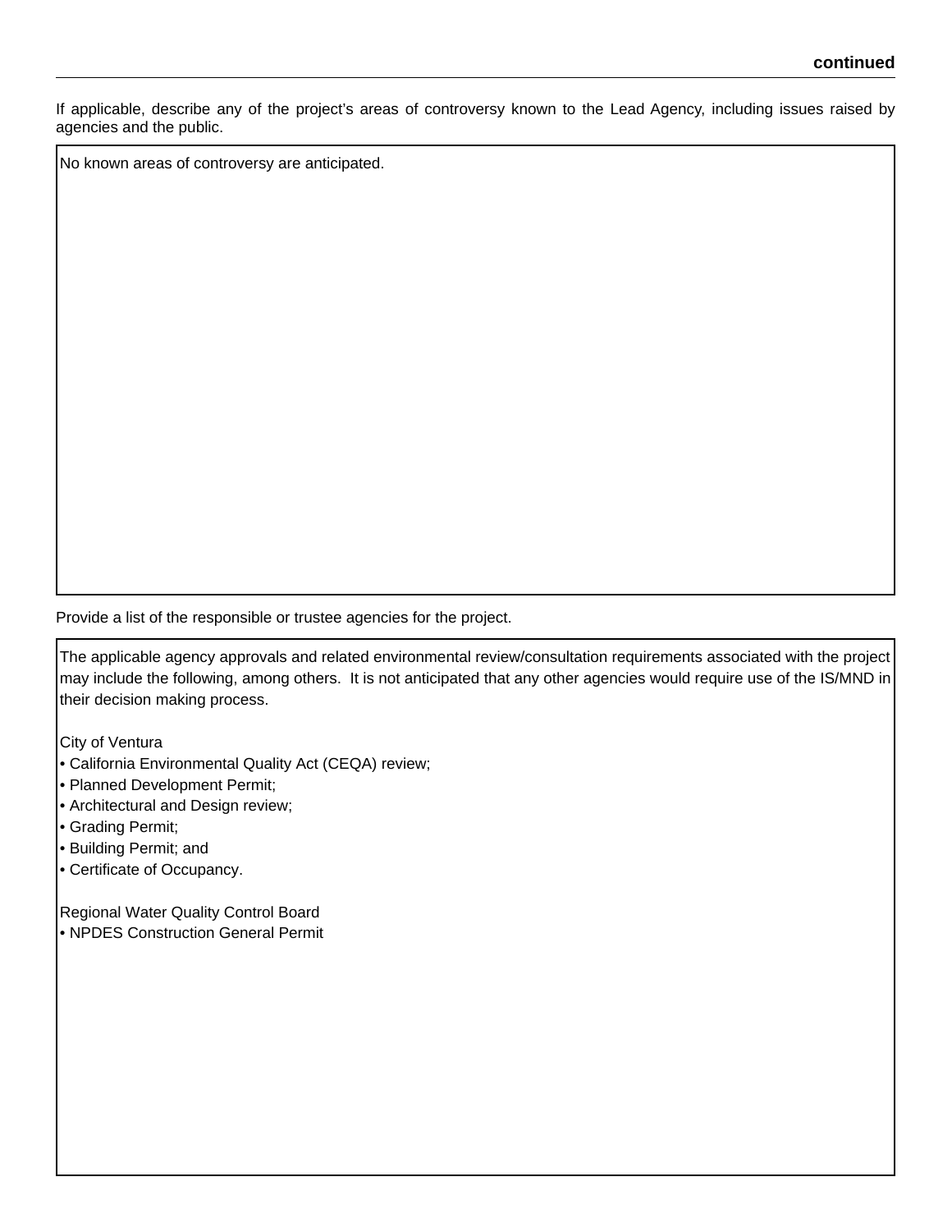**continued**

If applicable, describe any of the project's areas of controversy known to the Lead Agency, including issues raised by agencies and the public.

No known areas of controversy are anticipated.

Provide a list of the responsible or trustee agencies for the project.

The applicable agency approvals and related environmental review/consultation requirements associated with the project may include the following, among others. It is not anticipated that any other agencies would require use of the IS/MND in their decision making process.

City of Ventura
- California Environmental Quality Act (CEQA) review;
- Planned Development Permit;
- Architectural and Design review;
- Grading Permit;
- Building Permit; and
- Certificate of Occupancy.

Regional Water Quality Control Board
- NPDES Construction General Permit